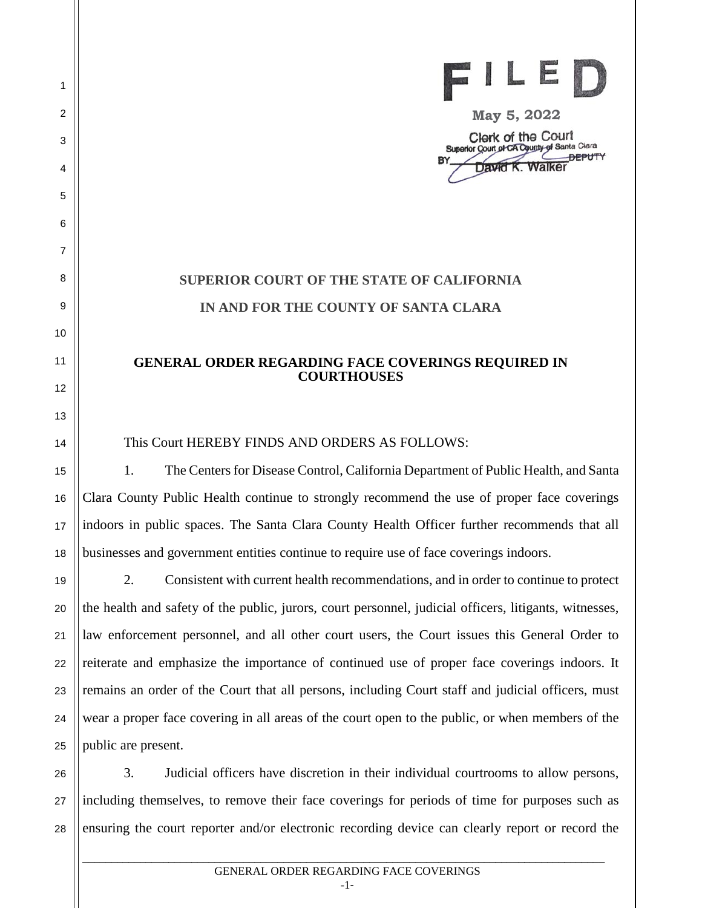FILED

May 5, 2022

Clerk of the Court
Superior Court of CA County of Santa Clara
BY David K. Walker DEPUTY

**SUPERIOR COURT OF THE STATE OF CALIFORNIA**

**IN AND FOR THE COUNTY OF SANTA CLARA**

**GENERAL ORDER REGARDING FACE COVERINGS REQUIRED IN COURTHOUSES**

This Court HEREBY FINDS AND ORDERS AS FOLLOWS:

1. The Centers for Disease Control, California Department of Public Health, and Santa Clara County Public Health continue to strongly recommend the use of proper face coverings indoors in public spaces. The Santa Clara County Health Officer further recommends that all businesses and government entities continue to require use of face coverings indoors.

2. Consistent with current health recommendations, and in order to continue to protect the health and safety of the public, jurors, court personnel, judicial officers, litigants, witnesses, law enforcement personnel, and all other court users, the Court issues this General Order to reiterate and emphasize the importance of continued use of proper face coverings indoors. It remains an order of the Court that all persons, including Court staff and judicial officers, must wear a proper face covering in all areas of the court open to the public, or when members of the public are present.

3. Judicial officers have discretion in their individual courtrooms to allow persons, including themselves, to remove their face coverings for periods of time for purposes such as ensuring the court reporter and/or electronic recording device can clearly report or record the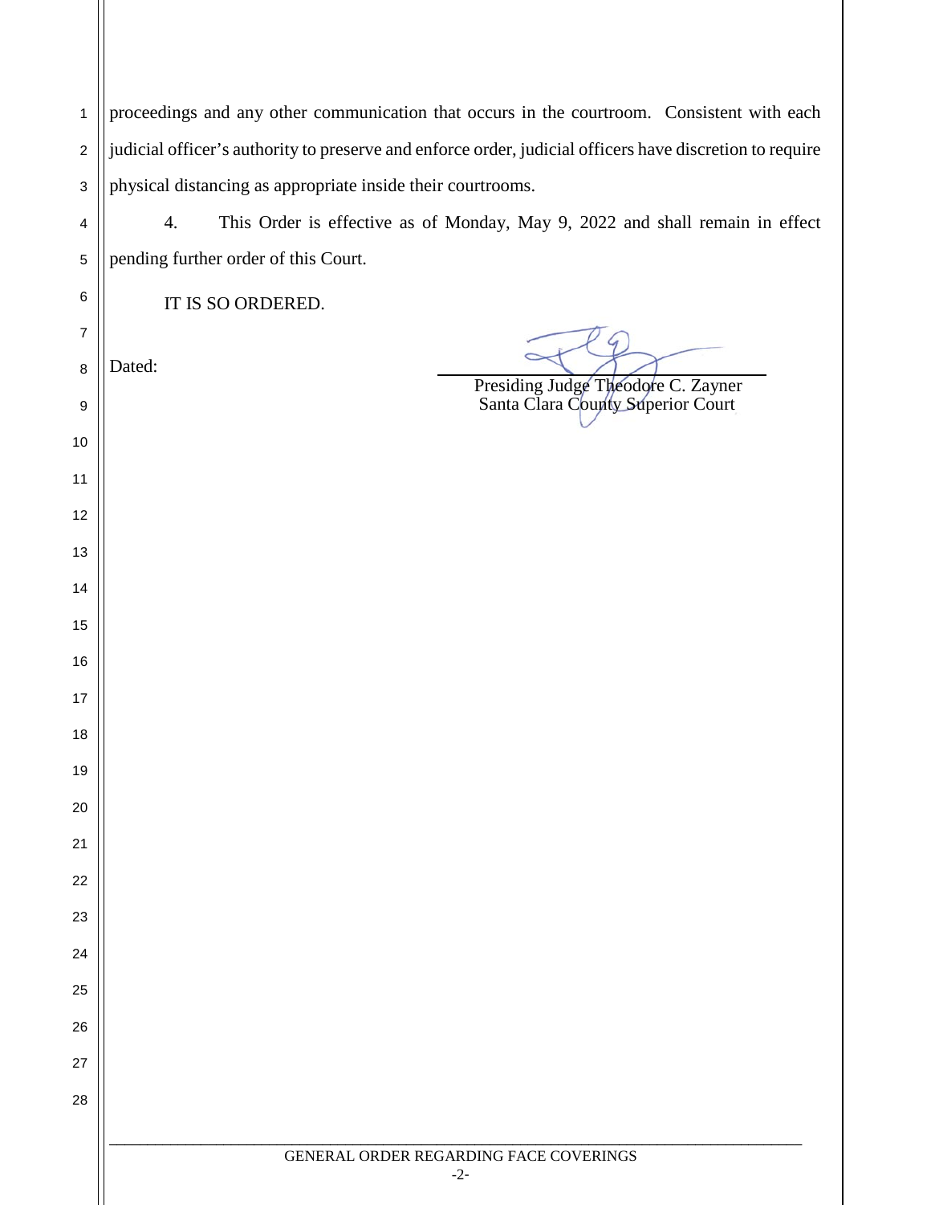proceedings and any other communication that occurs in the courtroom. Consistent with each judicial officer's authority to preserve and enforce order, judicial officers have discretion to require physical distancing as appropriate inside their courtrooms.

4. This Order is effective as of Monday, May 9, 2022 and shall remain in effect pending further order of this Court.

IT IS SO ORDERED.

Dated:

Presiding Judge Theodore C. Zayner
Santa Clara County Superior Court

GENERAL ORDER REGARDING FACE COVERINGS